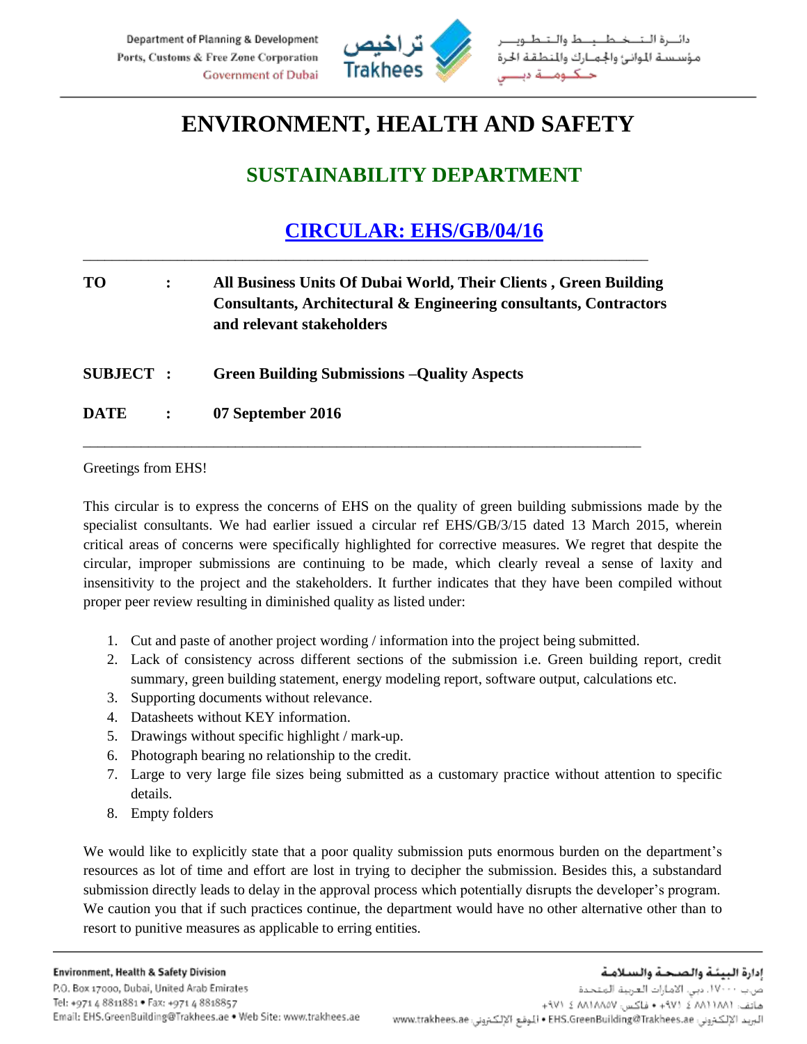# ENVIRONMENT, HEALTH AND SAFETY

## SUSTAINABILITY DEPARTMENT

## CIRCULAR: EHS/GB/04/16

**TO** : **All Business Units Of Dubai World, Their Clients , Green Building Consultants, Architectural & Engineering consultants, Contractors and relevant stakeholders**

**SUBJECT** : **Green Building Submissions –Quality Aspects**

**DATE** : **07 September 2016**

Greetings from EHS!

This circular is to express the concerns of EHS on the quality of green building submissions made by the specialist consultants. We had earlier issued a circular ref EHS/GB/3/15 dated 13 March 2015, wherein critical areas of concerns were specifically highlighted for corrective measures. We regret that despite the circular, improper submissions are continuing to be made, which clearly reveal a sense of laxity and insensitivity to the project and the stakeholders. It further indicates that they have been compiled without proper peer review resulting in diminished quality as listed under:

1. Cut and paste of another project wording / information into the project being submitted.
2. Lack of consistency across different sections of the submission i.e. Green building report, credit summary, green building statement, energy modeling report, software output, calculations etc.
3. Supporting documents without relevance.
4. Datasheets without KEY information.
5. Drawings without specific highlight / mark-up.
6. Photograph bearing no relationship to the credit.
7. Large to very large file sizes being submitted as a customary practice without attention to specific details.
8. Empty folders

We would like to explicitly state that a poor quality submission puts enormous burden on the department's resources as lot of time and effort are lost in trying to decipher the submission. Besides this, a substandard submission directly leads to delay in the approval process which potentially disrupts the developer's program. We caution you that if such practices continue, the department would have no other alternative other than to resort to punitive measures as applicable to erring entities.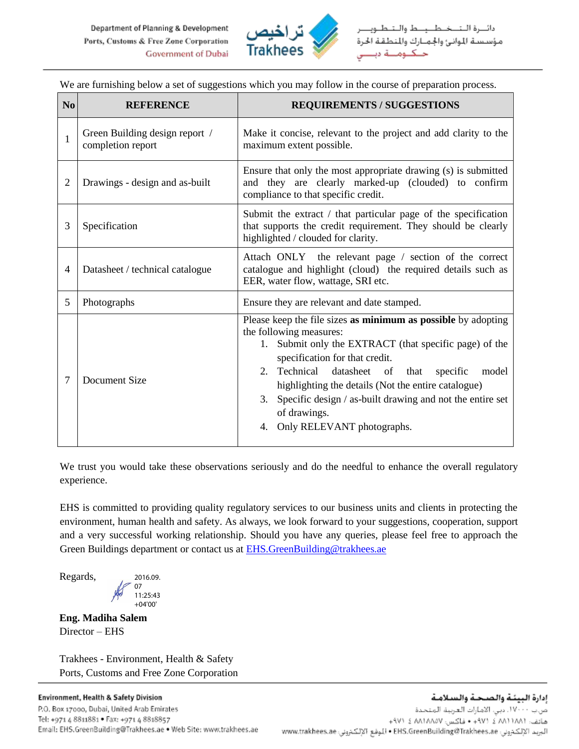We are furnishing below a set of suggestions which you may follow in the course of preparation process.

| No | REFERENCE | REQUIREMENTS / SUGGESTIONS |
|---|---|---|
| 1 | Green Building design report / completion report | Make it concise, relevant to the project and add clarity to the maximum extent possible. |
| 2 | Drawings - design and as-built | Ensure that only the most appropriate drawing (s) is submitted and they are clearly marked-up (clouded) to confirm compliance to that specific credit. |
| 3 | Specification | Submit the extract / that particular page of the specification that supports the credit requirement. They should be clearly highlighted / clouded for clarity. |
| 4 | Datasheet / technical catalogue | Attach ONLY the relevant page / section of the correct catalogue and highlight (cloud) the required details such as EER, water flow, wattage, SRI etc. |
| 5 | Photographs | Ensure they are relevant and date stamped. |
| 7 | Document Size | Please keep the file sizes **as minimum as possible** by adopting the following measures:<br>1. Submit only the EXTRACT (that specific page) of the specification for that credit.<br>2. Technical datasheet of that specific model highlighting the details (Not the entire catalogue)<br>3. Specific design / as-built drawing and not the entire set of drawings.<br>4. Only RELEVANT photographs. |

We trust you would take these observations seriously and do the needful to enhance the overall regulatory experience.

EHS is committed to providing quality regulatory services to our business units and clients in protecting the environment, human health and safety. As always, we look forward to your suggestions, cooperation, support and a very successful working relationship. Should you have any queries, please feel free to approach the Green Buildings department or contact us at EHS.GreenBuilding@trakhees.ae

Regards,

2016.09.07 11:25:43 +04'00'

**Eng. Madiha Salem**
Director – EHS

Trakhees - Environment, Health & Safety
Ports, Customs and Free Zone Corporation